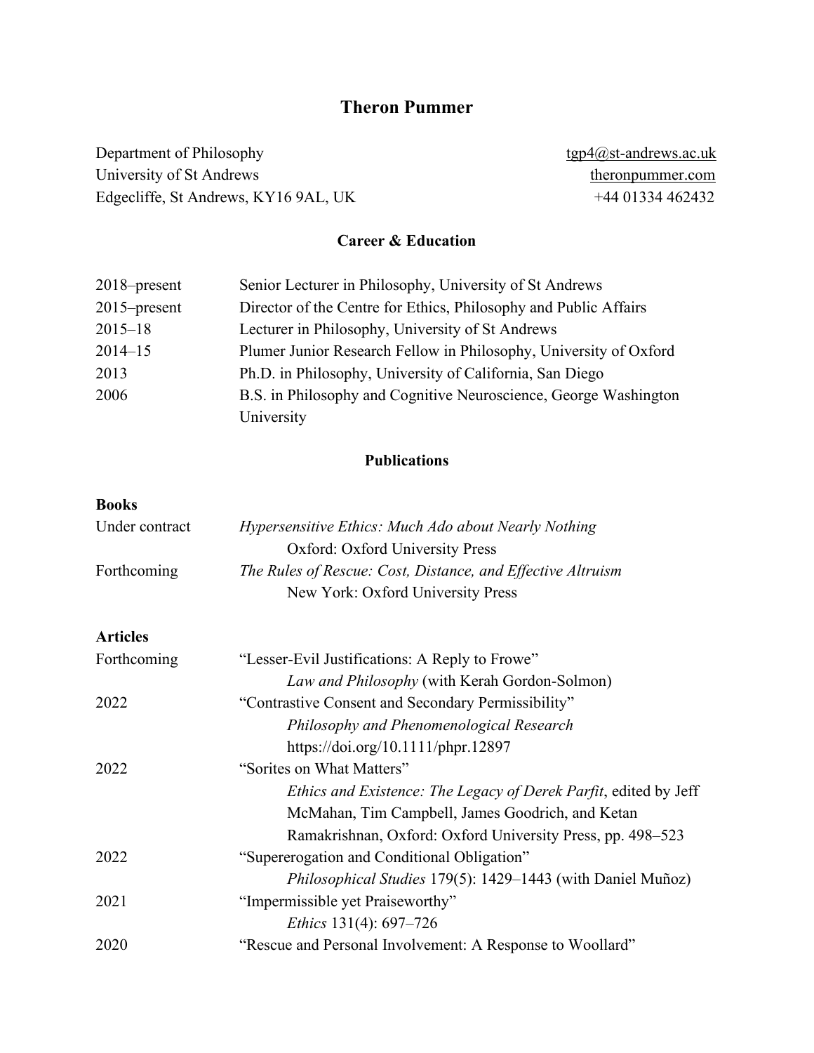# Theron Pummer

Department of Philosophy
University of St Andrews
Edgecliffe, St Andrews, KY16 9AL, UK

tgp4@st-andrews.ac.uk
theronpummer.com
+44 01334 462432

## Career & Education

| | |
|---|---|
| 2018–present | Senior Lecturer in Philosophy, University of St Andrews |
| 2015–present | Director of the Centre for Ethics, Philosophy and Public Affairs |
| 2015–18 | Lecturer in Philosophy, University of St Andrews |
| 2014–15 | Plumer Junior Research Fellow in Philosophy, University of Oxford |
| 2013 | Ph.D. in Philosophy, University of California, San Diego |
| 2006 | B.S. in Philosophy and Cognitive Neuroscience, George Washington University |

## Publications

### Books

Under contract — *Hypersensitive Ethics: Much Ado about Nearly Nothing*
Oxford: Oxford University Press

Forthcoming — *The Rules of Rescue: Cost, Distance, and Effective Altruism*
New York: Oxford University Press

### Articles

Forthcoming — "Lesser-Evil Justifications: A Reply to Frowe"
*Law and Philosophy* (with Kerah Gordon-Solmon)

2022 — "Contrastive Consent and Secondary Permissibility"
*Philosophy and Phenomenological Research*
https://doi.org/10.1111/phpr.12897

2022 — "Sorites on What Matters"
*Ethics and Existence: The Legacy of Derek Parfit*, edited by Jeff McMahan, Tim Campbell, James Goodrich, and Ketan Ramakrishnan, Oxford: Oxford University Press, pp. 498–523

2022 — "Supererogation and Conditional Obligation"
*Philosophical Studies* 179(5): 1429–1443 (with Daniel Muñoz)

2021 — "Impermissible yet Praiseworthy"
*Ethics* 131(4): 697–726

2020 — "Rescue and Personal Involvement: A Response to Woollard"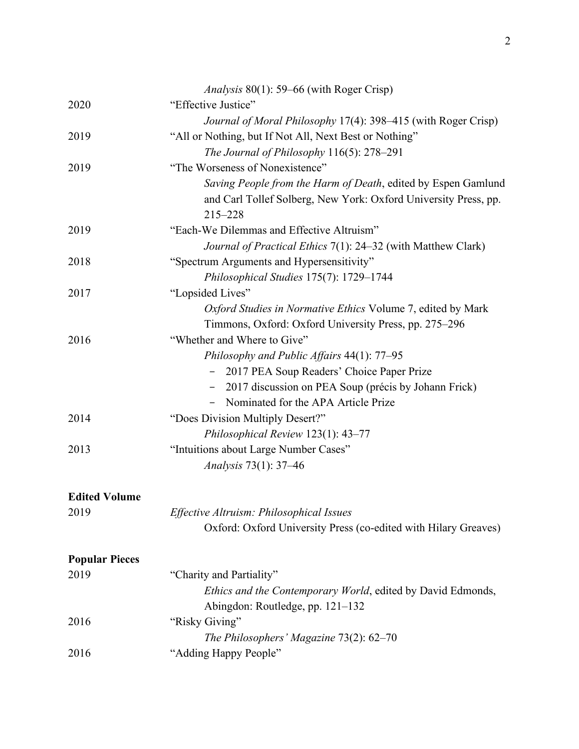*Analysis* 80(1): 59–66 (with Roger Crisp)

2020 "Effective Justice"
*Journal of Moral Philosophy* 17(4): 398–415 (with Roger Crisp)

2019 "All or Nothing, but If Not All, Next Best or Nothing"
*The Journal of Philosophy* 116(5): 278–291

2019 "The Worseness of Nonexistence"
*Saving People from the Harm of Death*, edited by Espen Gamlund and Carl Tollef Solberg, New York: Oxford University Press, pp. 215–228

2019 "Each-We Dilemmas and Effective Altruism"
*Journal of Practical Ethics* 7(1): 24–32 (with Matthew Clark)

2018 "Spectrum Arguments and Hypersensitivity"
*Philosophical Studies* 175(7): 1729–1744

2017 "Lopsided Lives"
*Oxford Studies in Normative Ethics* Volume 7, edited by Mark Timmons, Oxford: Oxford University Press, pp. 275–296

2016 "Whether and Where to Give"
*Philosophy and Public Affairs* 44(1): 77–95
- 2017 PEA Soup Readers' Choice Paper Prize
- 2017 discussion on PEA Soup (précis by Johann Frick)
- Nominated for the APA Article Prize

2014 "Does Division Multiply Desert?"
*Philosophical Review* 123(1): 43–77

2013 "Intuitions about Large Number Cases"
*Analysis* 73(1): 37–46

**Edited Volume**

2019 *Effective Altruism: Philosophical Issues*
Oxford: Oxford University Press (co-edited with Hilary Greaves)

**Popular Pieces**

2019 "Charity and Partiality"
*Ethics and the Contemporary World*, edited by David Edmonds, Abingdon: Routledge, pp. 121–132

2016 "Risky Giving"
*The Philosophers' Magazine* 73(2): 62–70

2016 "Adding Happy People"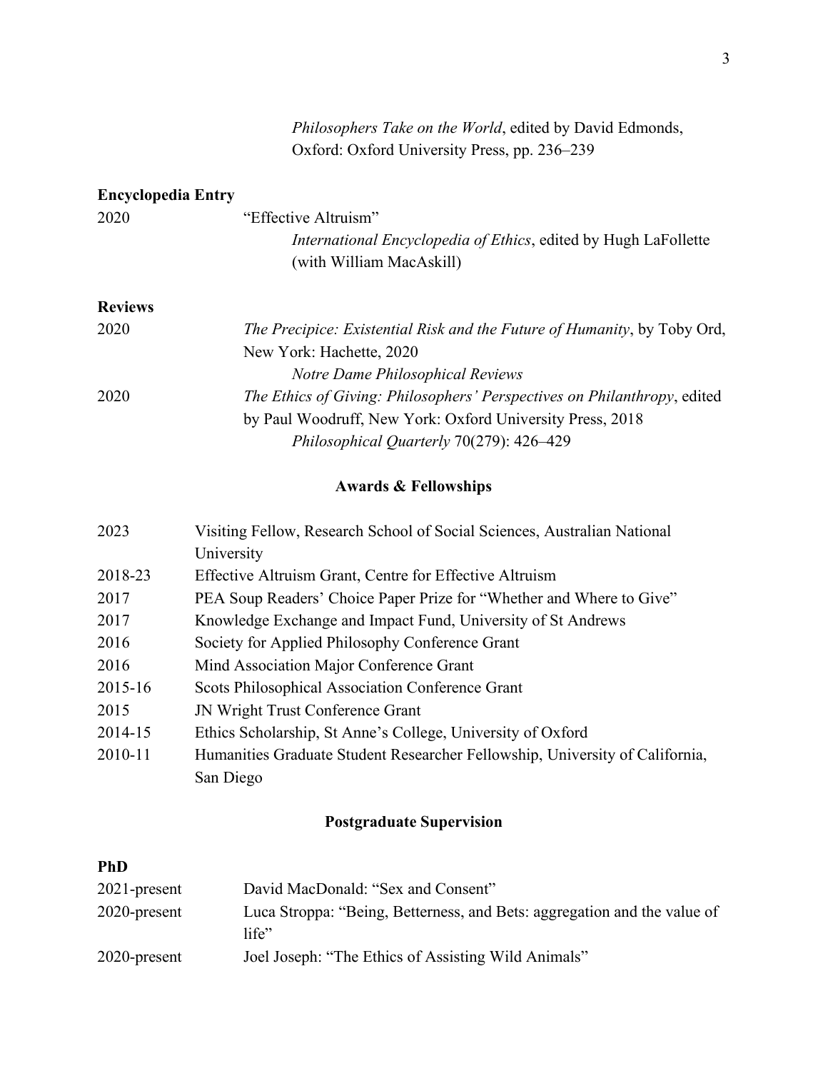*Philosophers Take on the World*, edited by David Edmonds, Oxford: Oxford University Press, pp. 236–239

### Encyclopedia Entry

2020 "Effective Altruism"
*International Encyclopedia of Ethics*, edited by Hugh LaFollette (with William MacAskill)

### Reviews

2020 *The Precipice: Existential Risk and the Future of Humanity*, by Toby Ord, New York: Hachette, 2020
*Notre Dame Philosophical Reviews*

2020 *The Ethics of Giving: Philosophers' Perspectives on Philanthropy*, edited by Paul Woodruff, New York: Oxford University Press, 2018
*Philosophical Quarterly* 70(279): 426–429

## Awards & Fellowships

| | |
|---|---|
| 2023 | Visiting Fellow, Research School of Social Sciences, Australian National University |
| 2018-23 | Effective Altruism Grant, Centre for Effective Altruism |
| 2017 | PEA Soup Readers' Choice Paper Prize for "Whether and Where to Give" |
| 2017 | Knowledge Exchange and Impact Fund, University of St Andrews |
| 2016 | Society for Applied Philosophy Conference Grant |
| 2016 | Mind Association Major Conference Grant |
| 2015-16 | Scots Philosophical Association Conference Grant |
| 2015 | JN Wright Trust Conference Grant |
| 2014-15 | Ethics Scholarship, St Anne's College, University of Oxford |
| 2010-11 | Humanities Graduate Student Researcher Fellowship, University of California, San Diego |

## Postgraduate Supervision

### PhD

| | |
|---|---|
| 2021-present | David MacDonald: "Sex and Consent" |
| 2020-present | Luca Stroppa: "Being, Betterness, and Bets: aggregation and the value of life" |
| 2020-present | Joel Joseph: "The Ethics of Assisting Wild Animals" |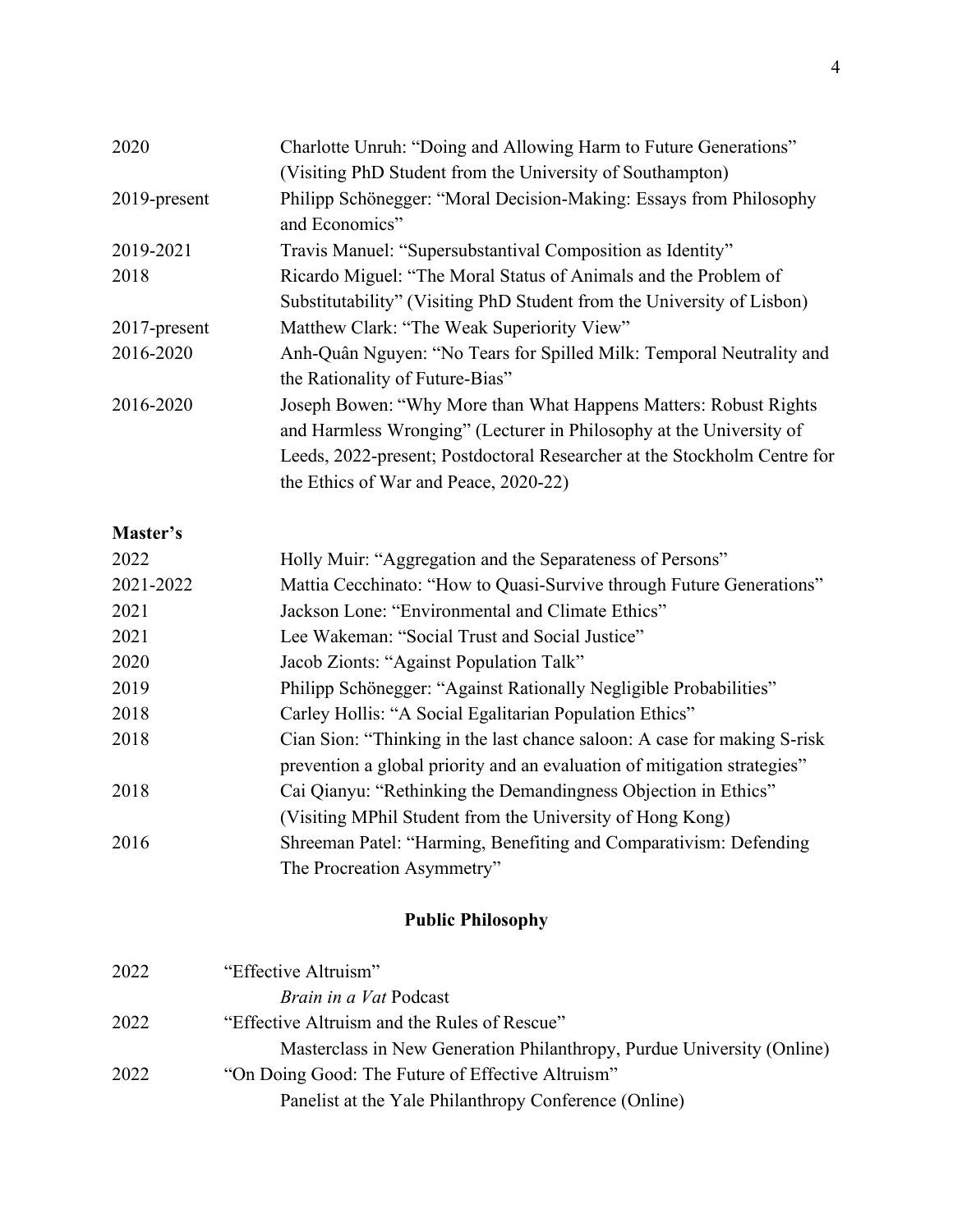| | |
|---|---|
| 2020 | Charlotte Unruh: "Doing and Allowing Harm to Future Generations" (Visiting PhD Student from the University of Southampton) |
| 2019-present | Philipp Schönegger: "Moral Decision-Making: Essays from Philosophy and Economics" |
| 2019-2021 | Travis Manuel: "Supersubstantival Composition as Identity" |
| 2018 | Ricardo Miguel: "The Moral Status of Animals and the Problem of Substitutability" (Visiting PhD Student from the University of Lisbon) |
| 2017-present | Matthew Clark: "The Weak Superiority View" |
| 2016-2020 | Anh-Quân Nguyen: "No Tears for Spilled Milk: Temporal Neutrality and the Rationality of Future-Bias" |
| 2016-2020 | Joseph Bowen: "Why More than What Happens Matters: Robust Rights and Harmless Wronging" (Lecturer in Philosophy at the University of Leeds, 2022-present; Postdoctoral Researcher at the Stockholm Centre for the Ethics of War and Peace, 2020-22) |

**Master's**

| | |
|---|---|
| 2022 | Holly Muir: "Aggregation and the Separateness of Persons" |
| 2021-2022 | Mattia Cecchinato: "How to Quasi-Survive through Future Generations" |
| 2021 | Jackson Lone: "Environmental and Climate Ethics" |
| 2021 | Lee Wakeman: "Social Trust and Social Justice" |
| 2020 | Jacob Zionts: "Against Population Talk" |
| 2019 | Philipp Schönegger: "Against Rationally Negligible Probabilities" |
| 2018 | Carley Hollis: "A Social Egalitarian Population Ethics" |
| 2018 | Cian Sion: "Thinking in the last chance saloon: A case for making S-risk prevention a global priority and an evaluation of mitigation strategies" |
| 2018 | Cai Qianyu: "Rethinking the Demandingness Objection in Ethics" (Visiting MPhil Student from the University of Hong Kong) |
| 2016 | Shreeman Patel: "Harming, Benefiting and Comparativism: Defending The Procreation Asymmetry" |

## Public Philosophy

| | |
|---|---|
| 2022 | "Effective Altruism" *Brain in a Vat* Podcast |
| 2022 | "Effective Altruism and the Rules of Rescue" Masterclass in New Generation Philanthropy, Purdue University (Online) |
| 2022 | "On Doing Good: The Future of Effective Altruism" Panelist at the Yale Philanthropy Conference (Online) |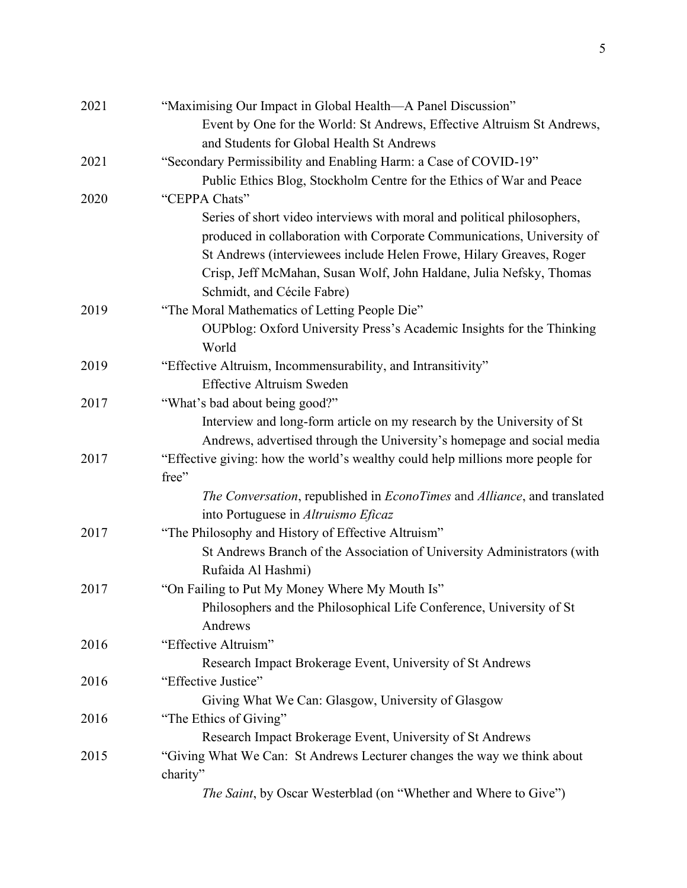2021 "Maximising Our Impact in Global Health—A Panel Discussion"
Event by One for the World: St Andrews, Effective Altruism St Andrews, and Students for Global Health St Andrews

2021 "Secondary Permissibility and Enabling Harm: a Case of COVID-19"
Public Ethics Blog, Stockholm Centre for the Ethics of War and Peace

2020 "CEPPA Chats"
Series of short video interviews with moral and political philosophers, produced in collaboration with Corporate Communications, University of St Andrews (interviewees include Helen Frowe, Hilary Greaves, Roger Crisp, Jeff McMahan, Susan Wolf, John Haldane, Julia Nefsky, Thomas Schmidt, and Cécile Fabre)

2019 "The Moral Mathematics of Letting People Die"
OUPblog: Oxford University Press's Academic Insights for the Thinking World

2019 "Effective Altruism, Incommensurability, and Intransitivity"
Effective Altruism Sweden

2017 "What's bad about being good?"
Interview and long-form article on my research by the University of St Andrews, advertised through the University's homepage and social media

2017 "Effective giving: how the world's wealthy could help millions more people for free"
*The Conversation*, republished in *EconoTimes* and *Alliance*, and translated into Portuguese in *Altruismo Eficaz*

2017 "The Philosophy and History of Effective Altruism"
St Andrews Branch of the Association of University Administrators (with Rufaida Al Hashmi)

2017 "On Failing to Put My Money Where My Mouth Is"
Philosophers and the Philosophical Life Conference, University of St Andrews

2016 "Effective Altruism"
Research Impact Brokerage Event, University of St Andrews

2016 "Effective Justice"
Giving What We Can: Glasgow, University of Glasgow

2016 "The Ethics of Giving"
Research Impact Brokerage Event, University of St Andrews

2015 "Giving What We Can: St Andrews Lecturer changes the way we think about charity"
*The Saint*, by Oscar Westerblad (on "Whether and Where to Give")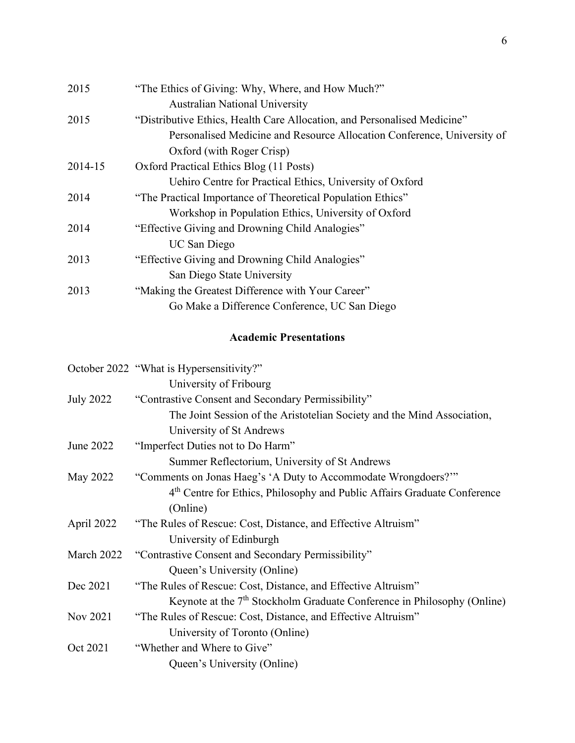2015 "The Ethics of Giving: Why, Where, and How Much?"
Australian National University

2015 "Distributive Ethics, Health Care Allocation, and Personalised Medicine"
Personalised Medicine and Resource Allocation Conference, University of Oxford (with Roger Crisp)

2014-15 Oxford Practical Ethics Blog (11 Posts)
Uehiro Centre for Practical Ethics, University of Oxford

2014 "The Practical Importance of Theoretical Population Ethics"
Workshop in Population Ethics, University of Oxford

2014 "Effective Giving and Drowning Child Analogies"
UC San Diego

2013 "Effective Giving and Drowning Child Analogies"
San Diego State University

2013 "Making the Greatest Difference with Your Career"
Go Make a Difference Conference, UC San Diego

## Academic Presentations

October 2022 "What is Hypersensitivity?"
University of Fribourg

July 2022 "Contrastive Consent and Secondary Permissibility"
The Joint Session of the Aristotelian Society and the Mind Association, University of St Andrews

June 2022 "Imperfect Duties not to Do Harm"
Summer Reflectorium, University of St Andrews

May 2022 "Comments on Jonas Haeg's 'A Duty to Accommodate Wrongdoers?'"
4th Centre for Ethics, Philosophy and Public Affairs Graduate Conference (Online)

April 2022 "The Rules of Rescue: Cost, Distance, and Effective Altruism"
University of Edinburgh

March 2022 "Contrastive Consent and Secondary Permissibility"
Queen's University (Online)

Dec 2021 "The Rules of Rescue: Cost, Distance, and Effective Altruism"
Keynote at the 7th Stockholm Graduate Conference in Philosophy (Online)

Nov 2021 "The Rules of Rescue: Cost, Distance, and Effective Altruism"
University of Toronto (Online)

Oct 2021 "Whether and Where to Give"
Queen's University (Online)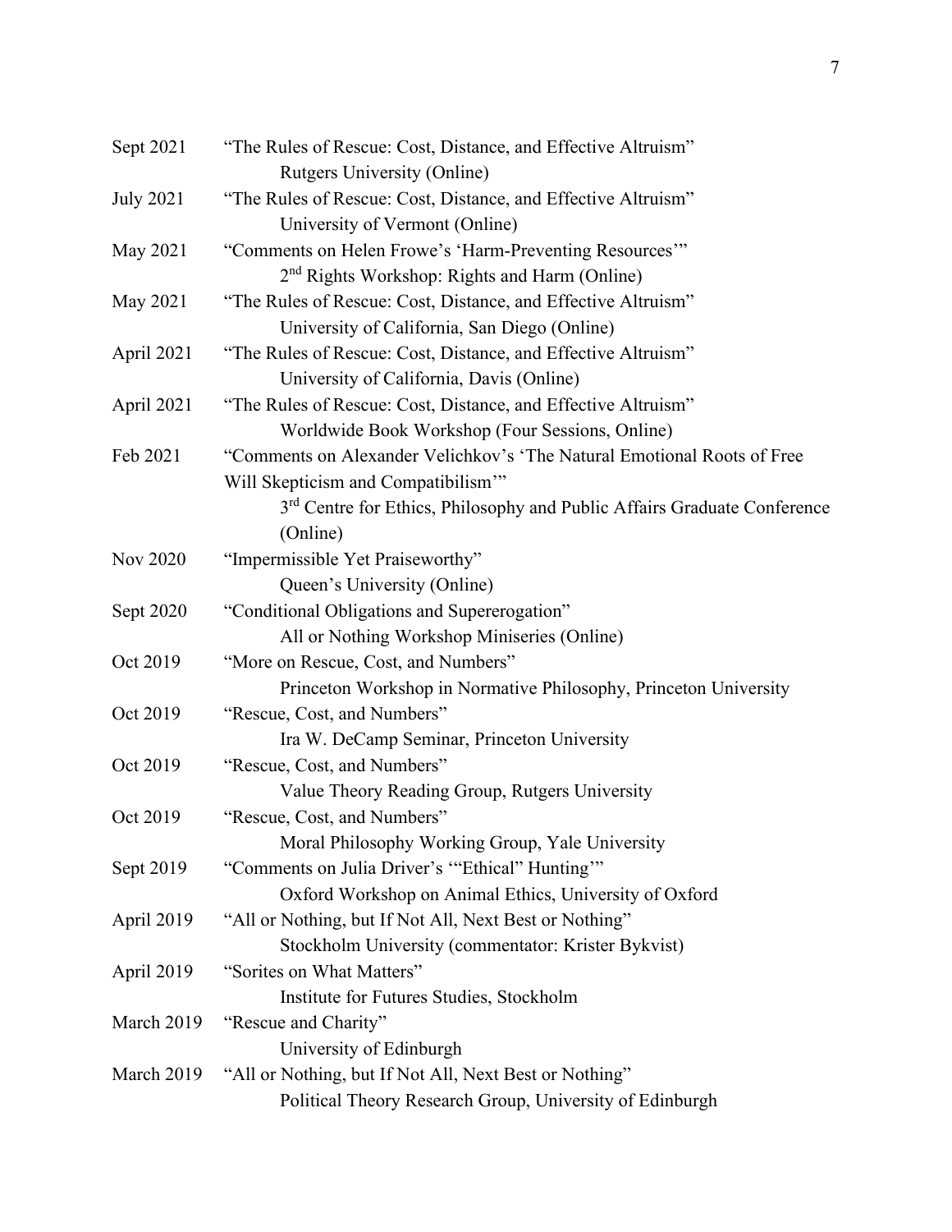Sept 2021 "The Rules of Rescue: Cost, Distance, and Effective Altruism"
Rutgers University (Online)

July 2021 "The Rules of Rescue: Cost, Distance, and Effective Altruism"
University of Vermont (Online)

May 2021 "Comments on Helen Frowe's 'Harm-Preventing Resources'"
2nd Rights Workshop: Rights and Harm (Online)

May 2021 "The Rules of Rescue: Cost, Distance, and Effective Altruism"
University of California, San Diego (Online)

April 2021 "The Rules of Rescue: Cost, Distance, and Effective Altruism"
University of California, Davis (Online)

April 2021 "The Rules of Rescue: Cost, Distance, and Effective Altruism"
Worldwide Book Workshop (Four Sessions, Online)

Feb 2021 "Comments on Alexander Velichkov's 'The Natural Emotional Roots of Free Will Skepticism and Compatibilism'"
3rd Centre for Ethics, Philosophy and Public Affairs Graduate Conference (Online)

Nov 2020 "Impermissible Yet Praiseworthy"
Queen's University (Online)

Sept 2020 "Conditional Obligations and Supererogation"
All or Nothing Workshop Miniseries (Online)

Oct 2019 "More on Rescue, Cost, and Numbers"
Princeton Workshop in Normative Philosophy, Princeton University

Oct 2019 "Rescue, Cost, and Numbers"
Ira W. DeCamp Seminar, Princeton University

Oct 2019 "Rescue, Cost, and Numbers"
Value Theory Reading Group, Rutgers University

Oct 2019 "Rescue, Cost, and Numbers"
Moral Philosophy Working Group, Yale University

Sept 2019 "Comments on Julia Driver's '"Ethical" Hunting'"
Oxford Workshop on Animal Ethics, University of Oxford

April 2019 "All or Nothing, but If Not All, Next Best or Nothing"
Stockholm University (commentator: Krister Bykvist)

April 2019 "Sorites on What Matters"
Institute for Futures Studies, Stockholm

March 2019 "Rescue and Charity"
University of Edinburgh

March 2019 "All or Nothing, but If Not All, Next Best or Nothing"
Political Theory Research Group, University of Edinburgh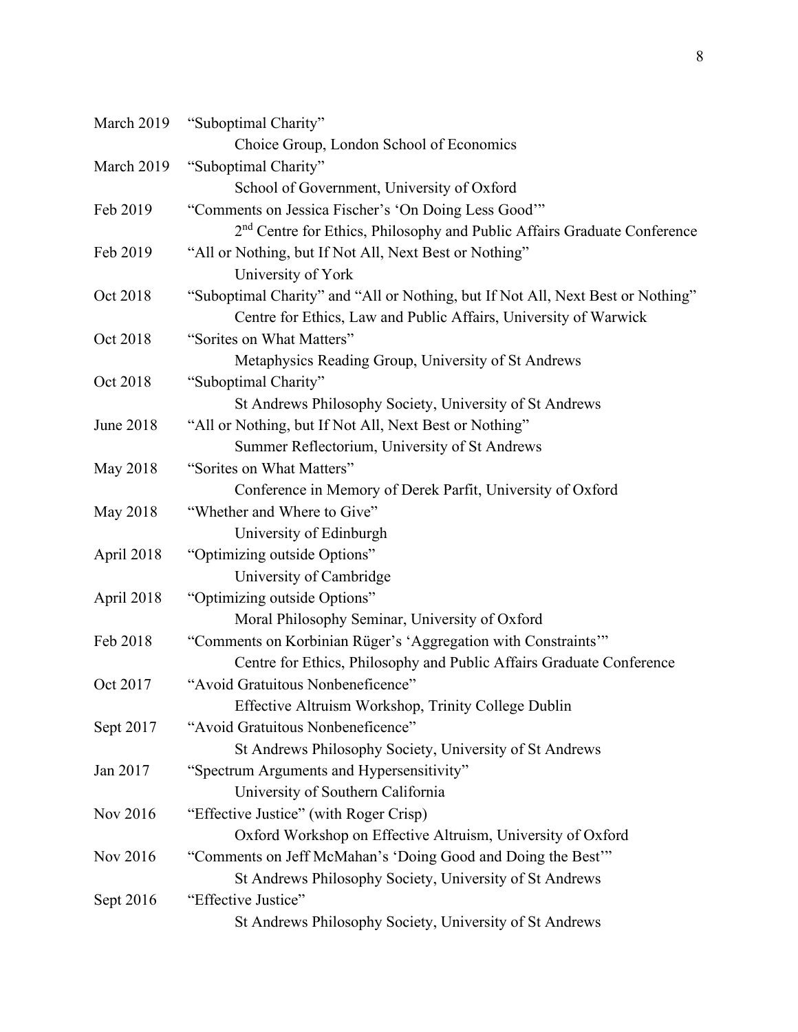March 2019 “Suboptimal Charity”
Choice Group, London School of Economics

March 2019 “Suboptimal Charity”
School of Government, University of Oxford

Feb 2019 “Comments on Jessica Fischer’s ‘On Doing Less Good’”
2nd Centre for Ethics, Philosophy and Public Affairs Graduate Conference

Feb 2019 “All or Nothing, but If Not All, Next Best or Nothing”
University of York

Oct 2018 “Suboptimal Charity” and “All or Nothing, but If Not All, Next Best or Nothing”
Centre for Ethics, Law and Public Affairs, University of Warwick

Oct 2018 “Sorites on What Matters”
Metaphysics Reading Group, University of St Andrews

Oct 2018 “Suboptimal Charity”
St Andrews Philosophy Society, University of St Andrews

June 2018 “All or Nothing, but If Not All, Next Best or Nothing”
Summer Reflectorium, University of St Andrews

May 2018 “Sorites on What Matters”
Conference in Memory of Derek Parfit, University of Oxford

May 2018 “Whether and Where to Give”
University of Edinburgh

April 2018 “Optimizing outside Options”
University of Cambridge

April 2018 “Optimizing outside Options”
Moral Philosophy Seminar, University of Oxford

Feb 2018 “Comments on Korbinian Rüger’s ‘Aggregation with Constraints’”
Centre for Ethics, Philosophy and Public Affairs Graduate Conference

Oct 2017 “Avoid Gratuitous Nonbeneficence”
Effective Altruism Workshop, Trinity College Dublin

Sept 2017 “Avoid Gratuitous Nonbeneficence”
St Andrews Philosophy Society, University of St Andrews

Jan 2017 “Spectrum Arguments and Hypersensitivity”
University of Southern California

Nov 2016 “Effective Justice” (with Roger Crisp)
Oxford Workshop on Effective Altruism, University of Oxford

Nov 2016 “Comments on Jeff McMahan’s ‘Doing Good and Doing the Best’”
St Andrews Philosophy Society, University of St Andrews

Sept 2016 “Effective Justice”
St Andrews Philosophy Society, University of St Andrews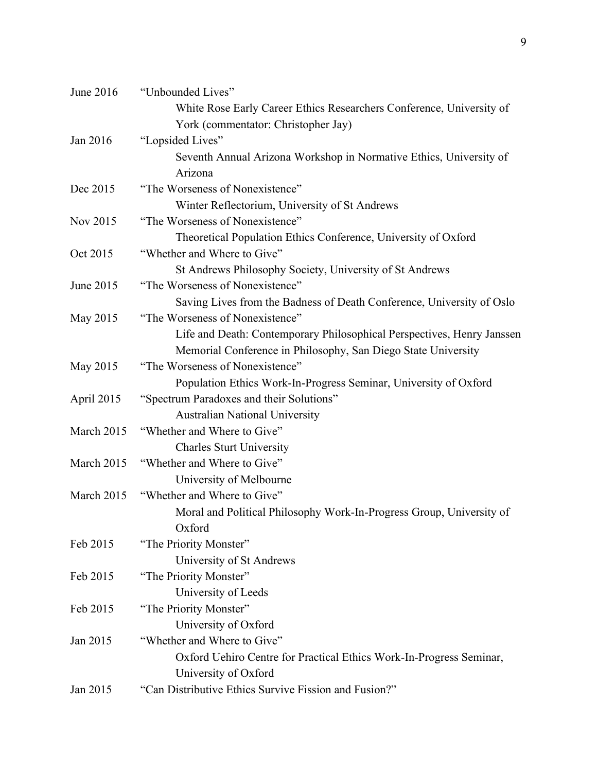June 2016 "Unbounded Lives"
White Rose Early Career Ethics Researchers Conference, University of York (commentator: Christopher Jay)

Jan 2016 "Lopsided Lives"
Seventh Annual Arizona Workshop in Normative Ethics, University of Arizona

Dec 2015 "The Worseness of Nonexistence"
Winter Reflectorium, University of St Andrews

Nov 2015 "The Worseness of Nonexistence"
Theoretical Population Ethics Conference, University of Oxford

Oct 2015 "Whether and Where to Give"
St Andrews Philosophy Society, University of St Andrews

June 2015 "The Worseness of Nonexistence"
Saving Lives from the Badness of Death Conference, University of Oslo

May 2015 "The Worseness of Nonexistence"
Life and Death: Contemporary Philosophical Perspectives, Henry Janssen Memorial Conference in Philosophy, San Diego State University

May 2015 "The Worseness of Nonexistence"
Population Ethics Work-In-Progress Seminar, University of Oxford

April 2015 "Spectrum Paradoxes and their Solutions"
Australian National University

March 2015 "Whether and Where to Give"
Charles Sturt University

March 2015 "Whether and Where to Give"
University of Melbourne

March 2015 "Whether and Where to Give"
Moral and Political Philosophy Work-In-Progress Group, University of Oxford

Feb 2015 "The Priority Monster"
University of St Andrews

Feb 2015 "The Priority Monster"
University of Leeds

Feb 2015 "The Priority Monster"
University of Oxford

Jan 2015 "Whether and Where to Give"
Oxford Uehiro Centre for Practical Ethics Work-In-Progress Seminar, University of Oxford

Jan 2015 "Can Distributive Ethics Survive Fission and Fusion?"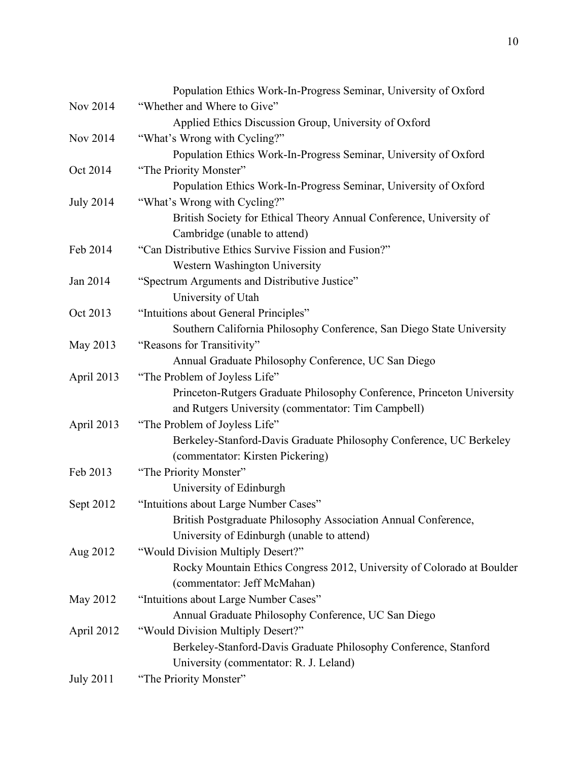Population Ethics Work-In-Progress Seminar, University of Oxford

Nov 2014 “Whether and Where to Give”
Applied Ethics Discussion Group, University of Oxford

Nov 2014 “What’s Wrong with Cycling?”
Population Ethics Work-In-Progress Seminar, University of Oxford

Oct 2014 “The Priority Monster”
Population Ethics Work-In-Progress Seminar, University of Oxford

July 2014 “What’s Wrong with Cycling?”
British Society for Ethical Theory Annual Conference, University of Cambridge (unable to attend)

Feb 2014 “Can Distributive Ethics Survive Fission and Fusion?”
Western Washington University

Jan 2014 “Spectrum Arguments and Distributive Justice”
University of Utah

Oct 2013 “Intuitions about General Principles”
Southern California Philosophy Conference, San Diego State University

May 2013 “Reasons for Transitivity”
Annual Graduate Philosophy Conference, UC San Diego

April 2013 “The Problem of Joyless Life”
Princeton-Rutgers Graduate Philosophy Conference, Princeton University and Rutgers University (commentator: Tim Campbell)

April 2013 “The Problem of Joyless Life”
Berkeley-Stanford-Davis Graduate Philosophy Conference, UC Berkeley (commentator: Kirsten Pickering)

Feb 2013 “The Priority Monster”
University of Edinburgh

Sept 2012 “Intuitions about Large Number Cases”
British Postgraduate Philosophy Association Annual Conference, University of Edinburgh (unable to attend)

Aug 2012 “Would Division Multiply Desert?”
Rocky Mountain Ethics Congress 2012, University of Colorado at Boulder (commentator: Jeff McMahan)

May 2012 “Intuitions about Large Number Cases”
Annual Graduate Philosophy Conference, UC San Diego

April 2012 “Would Division Multiply Desert?”
Berkeley-Stanford-Davis Graduate Philosophy Conference, Stanford University (commentator: R. J. Leland)

July 2011 “The Priority Monster”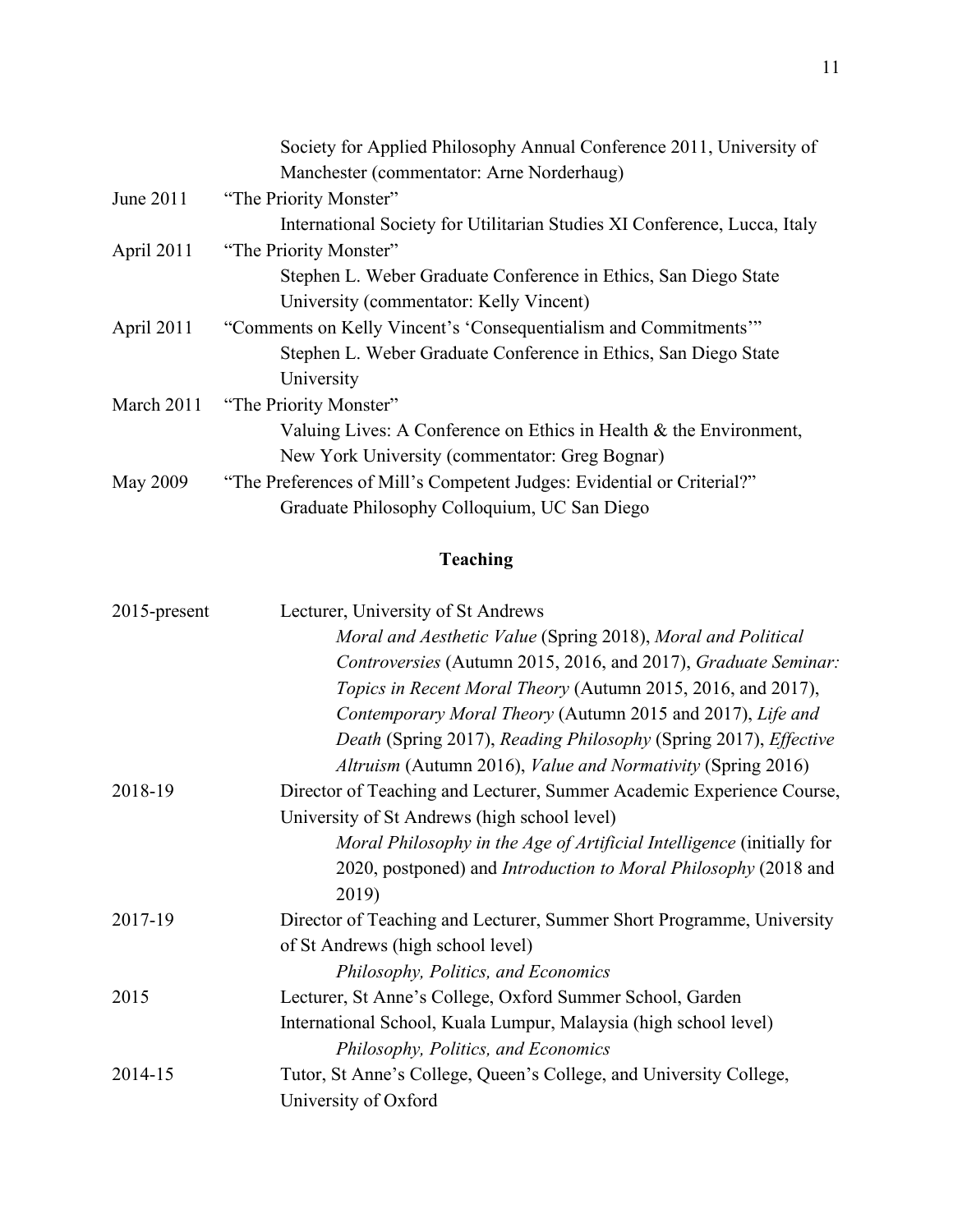Society for Applied Philosophy Annual Conference 2011, University of Manchester (commentator: Arne Norderhaug)

June 2011 "The Priority Monster"
International Society for Utilitarian Studies XI Conference, Lucca, Italy

April 2011 "The Priority Monster"
Stephen L. Weber Graduate Conference in Ethics, San Diego State University (commentator: Kelly Vincent)

April 2011 "Comments on Kelly Vincent's 'Consequentialism and Commitments'"
Stephen L. Weber Graduate Conference in Ethics, San Diego State University

March 2011 "The Priority Monster"
Valuing Lives: A Conference on Ethics in Health & the Environment, New York University (commentator: Greg Bognar)

May 2009 "The Preferences of Mill's Competent Judges: Evidential or Criterial?"
Graduate Philosophy Colloquium, UC San Diego

## Teaching

2015-present Lecturer, University of St Andrews
*Moral and Aesthetic Value* (Spring 2018), *Moral and Political Controversies* (Autumn 2015, 2016, and 2017), *Graduate Seminar: Topics in Recent Moral Theory* (Autumn 2015, 2016, and 2017), *Contemporary Moral Theory* (Autumn 2015 and 2017), *Life and Death* (Spring 2017), *Reading Philosophy* (Spring 2017), *Effective Altruism* (Autumn 2016), *Value and Normativity* (Spring 2016)

2018-19 Director of Teaching and Lecturer, Summer Academic Experience Course, University of St Andrews (high school level)
*Moral Philosophy in the Age of Artificial Intelligence* (initially for 2020, postponed) and *Introduction to Moral Philosophy* (2018 and 2019)

2017-19 Director of Teaching and Lecturer, Summer Short Programme, University of St Andrews (high school level)
*Philosophy, Politics, and Economics*

2015 Lecturer, St Anne's College, Oxford Summer School, Garden International School, Kuala Lumpur, Malaysia (high school level)
*Philosophy, Politics, and Economics*

2014-15 Tutor, St Anne's College, Queen's College, and University College, University of Oxford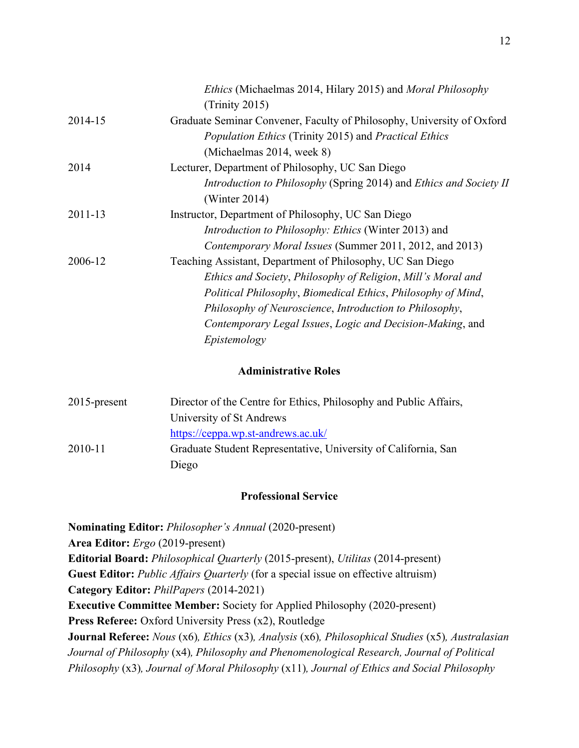*Ethics* (Michaelmas 2014, Hilary 2015) and *Moral Philosophy* (Trinity 2015)

| | |
|---|---|
| 2014-15 | Graduate Seminar Convener, Faculty of Philosophy, University of Oxford<br>*Population Ethics* (Trinity 2015) and *Practical Ethics* (Michaelmas 2014, week 8) |
| 2014 | Lecturer, Department of Philosophy, UC San Diego<br>*Introduction to Philosophy* (Spring 2014) and *Ethics and Society II* (Winter 2014) |
| 2011-13 | Instructor, Department of Philosophy, UC San Diego<br>*Introduction to Philosophy: Ethics* (Winter 2013) and *Contemporary Moral Issues* (Summer 2011, 2012, and 2013) |
| 2006-12 | Teaching Assistant, Department of Philosophy, UC San Diego<br>*Ethics and Society*, *Philosophy of Religion*, *Mill's Moral and Political Philosophy*, *Biomedical Ethics*, *Philosophy of Mind*, *Philosophy of Neuroscience*, *Introduction to Philosophy*, *Contemporary Legal Issues*, *Logic and Decision-Making*, and *Epistemology* |

## Administrative Roles

| | |
|---|---|
| 2015-present | Director of the Centre for Ethics, Philosophy and Public Affairs, University of St Andrews<br>https://ceppa.wp.st-andrews.ac.uk/ |
| 2010-11 | Graduate Student Representative, University of California, San Diego |

## Professional Service

**Nominating Editor:** *Philosopher's Annual* (2020-present)
**Area Editor:** *Ergo* (2019-present)
**Editorial Board:** *Philosophical Quarterly* (2015-present), *Utilitas* (2014-present)
**Guest Editor:** *Public Affairs Quarterly* (for a special issue on effective altruism)
**Category Editor:** *PhilPapers* (2014-2021)
**Executive Committee Member:** Society for Applied Philosophy (2020-present)
**Press Referee:** Oxford University Press (x2), Routledge
**Journal Referee:** *Nous* (x6), *Ethics* (x3), *Analysis* (x6), *Philosophical Studies* (x5), *Australasian Journal of Philosophy* (x4), *Philosophy and Phenomenological Research*, *Journal of Political Philosophy* (x3), *Journal of Moral Philosophy* (x11), *Journal of Ethics and Social Philosophy*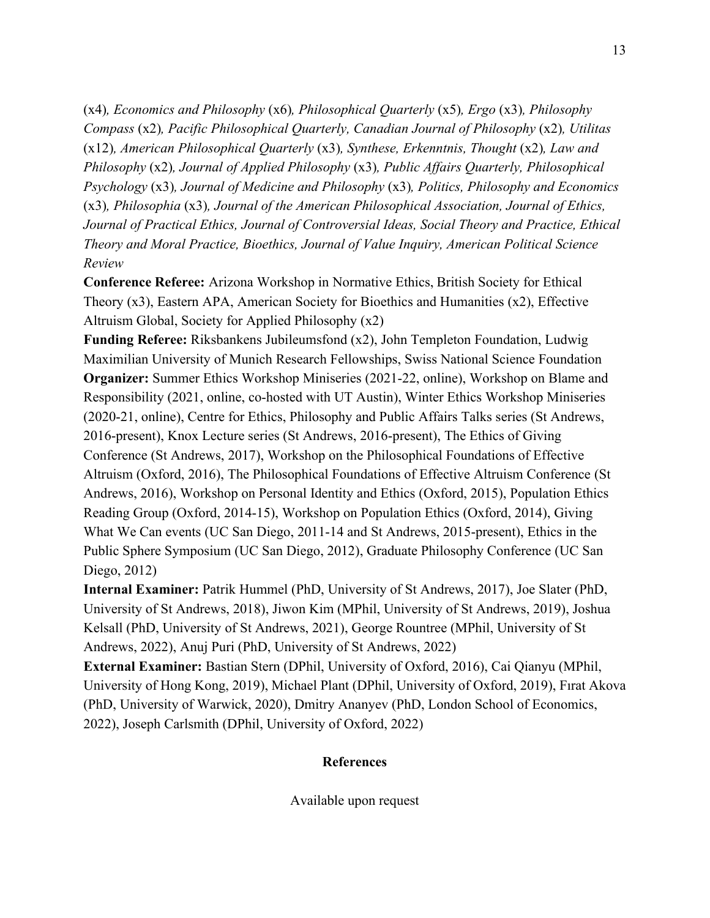(x4)*, Economics and Philosophy* (x6)*, Philosophical Quarterly* (x5)*, Ergo* (x3)*, Philosophy Compass* (x2)*, Pacific Philosophical Quarterly, Canadian Journal of Philosophy* (x2)*, Utilitas* (x12)*, American Philosophical Quarterly* (x3)*, Synthese, Erkenntnis, Thought* (x2)*, Law and Philosophy* (x2)*, Journal of Applied Philosophy* (x3)*, Public Affairs Quarterly, Philosophical Psychology* (x3)*, Journal of Medicine and Philosophy* (x3)*, Politics, Philosophy and Economics* (x3)*, Philosophia* (x3)*, Journal of the American Philosophical Association, Journal of Ethics, Journal of Practical Ethics, Journal of Controversial Ideas, Social Theory and Practice, Ethical Theory and Moral Practice, Bioethics, Journal of Value Inquiry, American Political Science Review*

**Conference Referee:** Arizona Workshop in Normative Ethics, British Society for Ethical Theory (x3), Eastern APA, American Society for Bioethics and Humanities (x2), Effective Altruism Global, Society for Applied Philosophy (x2)

**Funding Referee:** Riksbankens Jubileumsfond (x2), John Templeton Foundation, Ludwig Maximilian University of Munich Research Fellowships, Swiss National Science Foundation

**Organizer:** Summer Ethics Workshop Miniseries (2021-22, online), Workshop on Blame and Responsibility (2021, online, co-hosted with UT Austin), Winter Ethics Workshop Miniseries (2020-21, online), Centre for Ethics, Philosophy and Public Affairs Talks series (St Andrews, 2016-present), Knox Lecture series (St Andrews, 2016-present), The Ethics of Giving Conference (St Andrews, 2017), Workshop on the Philosophical Foundations of Effective Altruism (Oxford, 2016), The Philosophical Foundations of Effective Altruism Conference (St Andrews, 2016), Workshop on Personal Identity and Ethics (Oxford, 2015), Population Ethics Reading Group (Oxford, 2014-15), Workshop on Population Ethics (Oxford, 2014), Giving What We Can events (UC San Diego, 2011-14 and St Andrews, 2015-present), Ethics in the Public Sphere Symposium (UC San Diego, 2012), Graduate Philosophy Conference (UC San Diego, 2012)

**Internal Examiner:** Patrik Hummel (PhD, University of St Andrews, 2017), Joe Slater (PhD, University of St Andrews, 2018), Jiwon Kim (MPhil, University of St Andrews, 2019), Joshua Kelsall (PhD, University of St Andrews, 2021), George Rountree (MPhil, University of St Andrews, 2022), Anuj Puri (PhD, University of St Andrews, 2022)

**External Examiner:** Bastian Stern (DPhil, University of Oxford, 2016), Cai Qianyu (MPhil, University of Hong Kong, 2019), Michael Plant (DPhil, University of Oxford, 2019), Fırat Akova (PhD, University of Warwick, 2020), Dmitry Ananyev (PhD, London School of Economics, 2022), Joseph Carlsmith (DPhil, University of Oxford, 2022)

## References

Available upon request